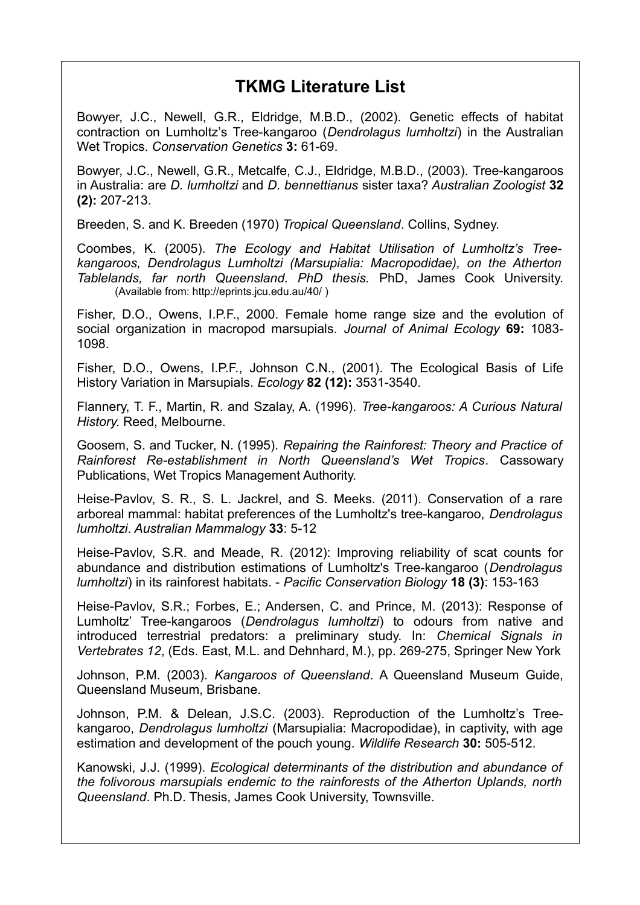# TKMG Literature List

Bowyer, J.C., Newell, G.R., Eldridge, M.B.D., (2002). Genetic effects of habitat contraction on Lumholtz's Tree-kangaroo (*Dendrolagus lumholtzi*) in the Australian Wet Tropics. *Conservation Genetics* **3:** 61-69.

Bowyer, J.C., Newell, G.R., Metcalfe, C.J., Eldridge, M.B.D., (2003). Tree-kangaroos in Australia: are *D. lumholtzi* and *D. bennettianus* sister taxa? *Australian Zoologist* **32 (2):** 207-213.

Breeden, S. and K. Breeden (1970) *Tropical Queensland*. Collins, Sydney.

Coombes, K. (2005). *The Ecology and Habitat Utilisation of Lumholtz's Tree-kangaroos, Dendrolagus Lumholtzi (Marsupialia: Macropodidae), on the Atherton Tablelands, far north Queensland. PhD thesis.* PhD, James Cook University. (Available from: http://eprints.jcu.edu.au/40/ )

Fisher, D.O., Owens, I.P.F., 2000. Female home range size and the evolution of social organization in macropod marsupials. *Journal of Animal Ecology* **69:** 1083-1098.

Fisher, D.O., Owens, I.P.F., Johnson C.N., (2001). The Ecological Basis of Life History Variation in Marsupials. *Ecology* **82 (12):** 3531-3540.

Flannery, T. F., Martin, R. and Szalay, A. (1996). *Tree-kangaroos: A Curious Natural History.* Reed, Melbourne.

Goosem, S. and Tucker, N. (1995). *Repairing the Rainforest: Theory and Practice of Rainforest Re-establishment in North Queensland's Wet Tropics*. Cassowary Publications, Wet Tropics Management Authority.

Heise-Pavlov, S. R., S. L. Jackrel, and S. Meeks. (2011). Conservation of a rare arboreal mammal: habitat preferences of the Lumholtz's tree-kangaroo, *Dendrolagus lumholtzi*. *Australian Mammalogy* **33**: 5-12

Heise-Pavlov, S.R. and Meade, R. (2012): Improving reliability of scat counts for abundance and distribution estimations of Lumholtz's Tree-kangaroo (*Dendrolagus lumholtzi*) in its rainforest habitats. - *Pacific Conservation Biology* **18 (3)**: 153-163

Heise-Pavlov, S.R.; Forbes, E.; Andersen, C. and Prince, M. (2013): Response of Lumholtz' Tree-kangaroos (*Dendrolagus lumholtzi*) to odours from native and introduced terrestrial predators: a preliminary study. In: *Chemical Signals in Vertebrates 12*, (Eds. East, M.L. and Dehnhard, M.), pp. 269-275, Springer New York

Johnson, P.M. (2003). *Kangaroos of Queensland*. A Queensland Museum Guide, Queensland Museum, Brisbane.

Johnson, P.M. & Delean, J.S.C. (2003). Reproduction of the Lumholtz's Tree-kangaroo, *Dendrolagus lumholtzi* (Marsupialia: Macropodidae), in captivity, with age estimation and development of the pouch young. *Wildlife Research* **30:** 505-512.

Kanowski, J.J. (1999). *Ecological determinants of the distribution and abundance of the folivorous marsupials endemic to the rainforests of the Atherton Uplands, north Queensland*. Ph.D. Thesis, James Cook University, Townsville.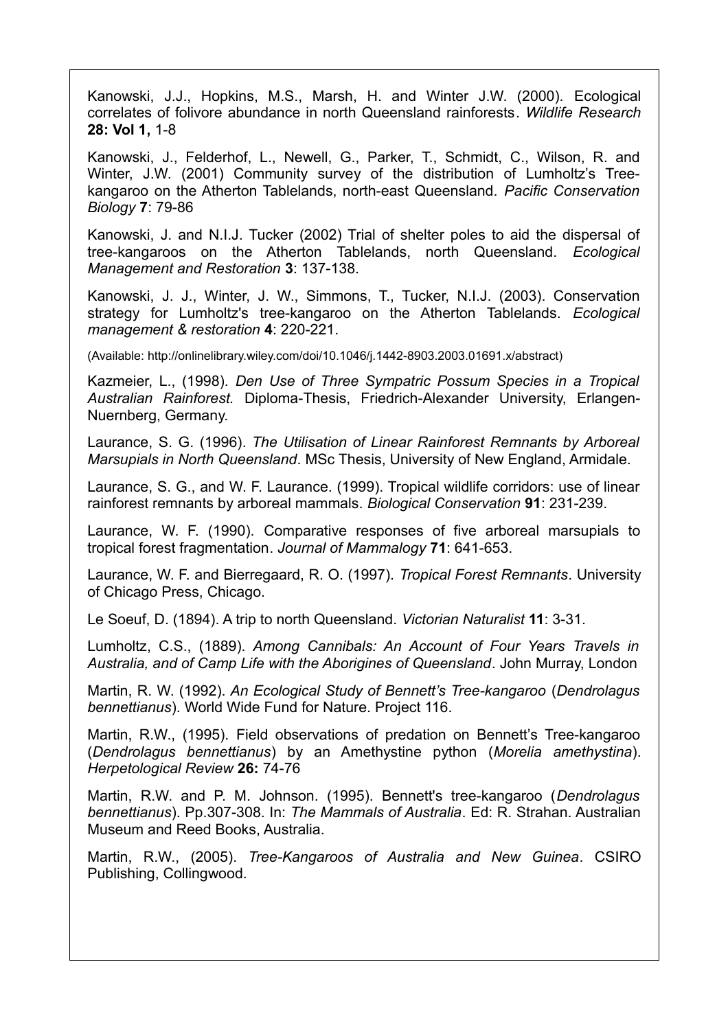Kanowski, J.J., Hopkins, M.S., Marsh, H. and Winter J.W. (2000). Ecological correlates of folivore abundance in north Queensland rainforests. *Wildlife Research* **28: Vol 1,** 1-8

Kanowski, J., Felderhof, L., Newell, G., Parker, T., Schmidt, C., Wilson, R. and Winter, J.W. (2001) Community survey of the distribution of Lumholtz's Tree-kangaroo on the Atherton Tablelands, north-east Queensland. *Pacific Conservation Biology* **7**: 79-86

Kanowski, J. and N.I.J. Tucker (2002) Trial of shelter poles to aid the dispersal of tree-kangaroos on the Atherton Tablelands, north Queensland. *Ecological Management and Restoration* **3**: 137-138.

Kanowski, J. J., Winter, J. W., Simmons, T., Tucker, N.I.J. (2003). Conservation strategy for Lumholtz's tree-kangaroo on the Atherton Tablelands. *Ecological management & restoration* **4**: 220-221.

(Available: http://onlinelibrary.wiley.com/doi/10.1046/j.1442-8903.2003.01691.x/abstract)

Kazmeier, L., (1998). *Den Use of Three Sympatric Possum Species in a Tropical Australian Rainforest*. Diploma-Thesis, Friedrich-Alexander University, Erlangen-Nuernberg, Germany.

Laurance, S. G. (1996). *The Utilisation of Linear Rainforest Remnants by Arboreal Marsupials in North Queensland*. MSc Thesis, University of New England, Armidale.

Laurance, S. G., and W. F. Laurance. (1999). Tropical wildlife corridors: use of linear rainforest remnants by arboreal mammals. *Biological Conservation* **91**: 231-239.

Laurance, W. F. (1990). Comparative responses of five arboreal marsupials to tropical forest fragmentation. *Journal of Mammalogy* **71**: 641-653.

Laurance, W. F. and Bierregaard, R. O. (1997). *Tropical Forest Remnants*. University of Chicago Press, Chicago.

Le Soeuf, D. (1894). A trip to north Queensland. *Victorian Naturalist* **11**: 3-31.

Lumholtz, C.S., (1889). *Among Cannibals: An Account of Four Years Travels in Australia, and of Camp Life with the Aborigines of Queensland*. John Murray, London

Martin, R. W. (1992). *An Ecological Study of Bennett's Tree-kangaroo* (*Dendrolagus bennettianus*). World Wide Fund for Nature. Project 116.

Martin, R.W., (1995). Field observations of predation on Bennett's Tree-kangaroo (*Dendrolagus bennettianus*) by an Amethystine python (*Morelia amethystina*). *Herpetological Review* **26:** 74-76

Martin, R.W. and P. M. Johnson. (1995). Bennett's tree-kangaroo (*Dendrolagus bennettianus*). Pp.307-308. In: *The Mammals of Australia*. Ed: R. Strahan. Australian Museum and Reed Books, Australia.

Martin, R.W., (2005). *Tree-Kangaroos of Australia and New Guinea*. CSIRO Publishing, Collingwood.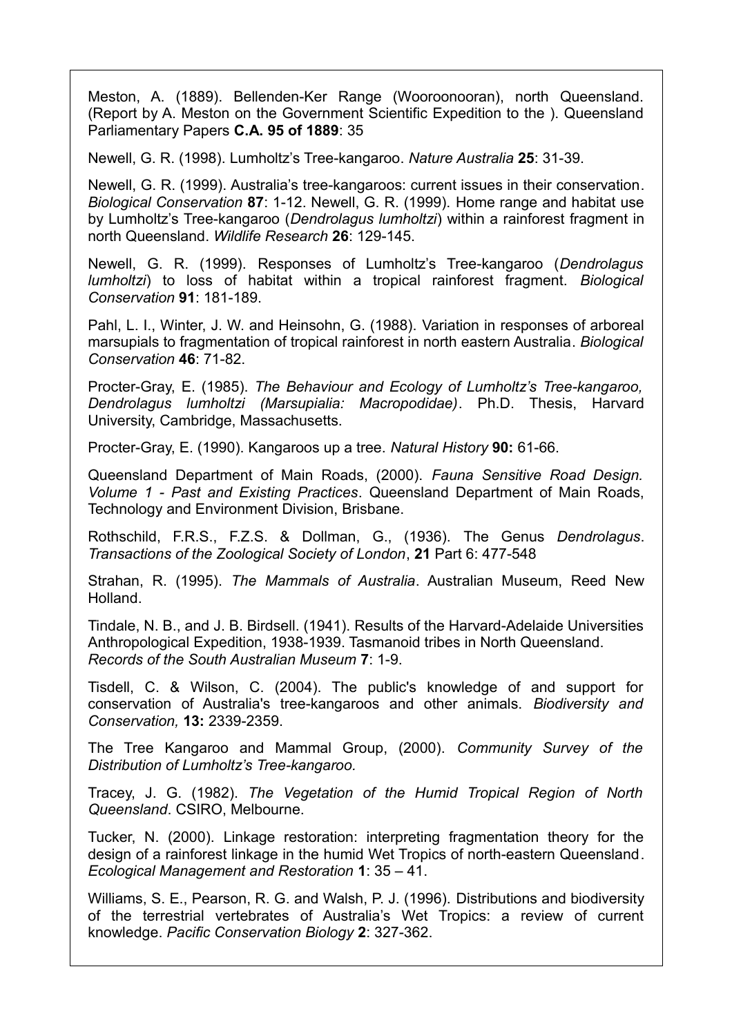Meston, A. (1889). Bellenden-Ker Range (Wooroonooran), north Queensland. (Report by A. Meston on the Government Scientific Expedition to the ). Queensland Parliamentary Papers **C.A. 95 of 1889**: 35

Newell, G. R. (1998). Lumholtz's Tree-kangaroo. *Nature Australia* **25**: 31-39.

Newell, G. R. (1999). Australia's tree-kangaroos: current issues in their conservation. *Biological Conservation* **87**: 1-12. Newell, G. R. (1999). Home range and habitat use by Lumholtz's Tree-kangaroo (*Dendrolagus lumholtzi*) within a rainforest fragment in north Queensland. *Wildlife Research* **26**: 129-145.

Newell, G. R. (1999). Responses of Lumholtz's Tree-kangaroo (*Dendrolagus lumholtzi*) to loss of habitat within a tropical rainforest fragment. *Biological Conservation* **91**: 181-189.

Pahl, L. I., Winter, J. W. and Heinsohn, G. (1988). Variation in responses of arboreal marsupials to fragmentation of tropical rainforest in north eastern Australia. *Biological Conservation* **46**: 71-82.

Procter-Gray, E. (1985). *The Behaviour and Ecology of Lumholtz's Tree-kangaroo, Dendrolagus lumholtzi (Marsupialia: Macropodidae)*. Ph.D. Thesis, Harvard University, Cambridge, Massachusetts.

Procter-Gray, E. (1990). Kangaroos up a tree. *Natural History* **90:** 61-66.

Queensland Department of Main Roads, (2000). *Fauna Sensitive Road Design. Volume 1 - Past and Existing Practices*. Queensland Department of Main Roads, Technology and Environment Division, Brisbane.

Rothschild, F.R.S., F.Z.S. & Dollman, G., (1936). The Genus *Dendrolagus*. *Transactions of the Zoological Society of London*, **21** Part 6: 477-548

Strahan, R. (1995). *The Mammals of Australia*. Australian Museum, Reed New Holland.

Tindale, N. B., and J. B. Birdsell. (1941). Results of the Harvard-Adelaide Universities Anthropological Expedition, 1938-1939. Tasmanoid tribes in North Queensland. *Records of the South Australian Museum* **7**: 1-9.

Tisdell, C. & Wilson, C. (2004). The public's knowledge of and support for conservation of Australia's tree-kangaroos and other animals. *Biodiversity and Conservation,* **13:** 2339-2359.

The Tree Kangaroo and Mammal Group, (2000). *Community Survey of the Distribution of Lumholtz's Tree-kangaroo.*

Tracey, J. G. (1982). *The Vegetation of the Humid Tropical Region of North Queensland*. CSIRO, Melbourne.

Tucker, N. (2000). Linkage restoration: interpreting fragmentation theory for the design of a rainforest linkage in the humid Wet Tropics of north-eastern Queensland. *Ecological Management and Restoration* **1**: 35 – 41.

Williams, S. E., Pearson, R. G. and Walsh, P. J. (1996). Distributions and biodiversity of the terrestrial vertebrates of Australia's Wet Tropics: a review of current knowledge. *Pacific Conservation Biology* **2**: 327-362.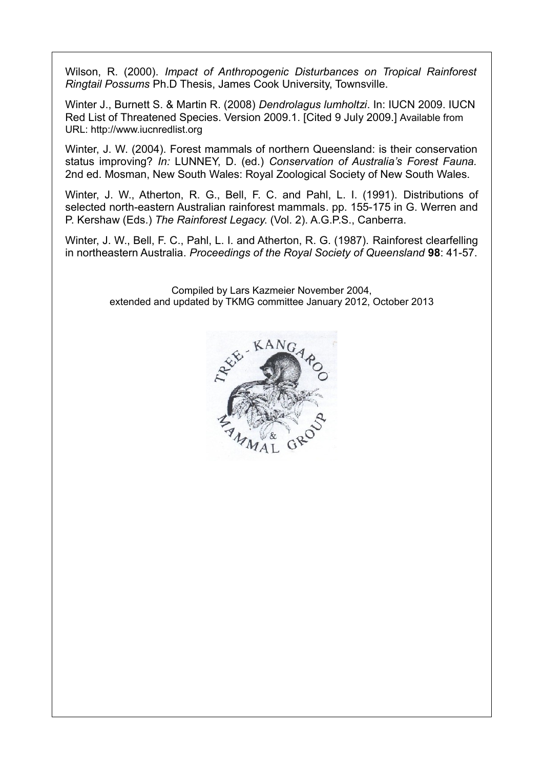Wilson, R. (2000). *Impact of Anthropogenic Disturbances on Tropical Rainforest Ringtail Possums* Ph.D Thesis, James Cook University, Townsville.

Winter J., Burnett S. & Martin R. (2008) *Dendrolagus lumholtzi*. In: IUCN 2009. IUCN Red List of Threatened Species. Version 2009.1. [Cited 9 July 2009.] Available from URL: http://www.iucnredlist.org

Winter, J. W. (2004). Forest mammals of northern Queensland: is their conservation status improving? *In:* LUNNEY, D. (ed.) *Conservation of Australia's Forest Fauna.* 2nd ed. Mosman, New South Wales: Royal Zoological Society of New South Wales.

Winter, J. W., Atherton, R. G., Bell, F. C. and Pahl, L. I. (1991). Distributions of selected north-eastern Australian rainforest mammals. pp. 155-175 in G. Werren and P. Kershaw (Eds.) *The Rainforest Legacy.* (Vol. 2). A.G.P.S., Canberra.

Winter, J. W., Bell, F. C., Pahl, L. I. and Atherton, R. G. (1987). Rainforest clearfelling in northeastern Australia. *Proceedings of the Royal Society of Queensland* **98**: 41-57.

Compiled by Lars Kazmeier November 2004,
extended and updated by TKMG committee January 2012, October 2013

TREE-KANGAROO & MAMMAL GROUP